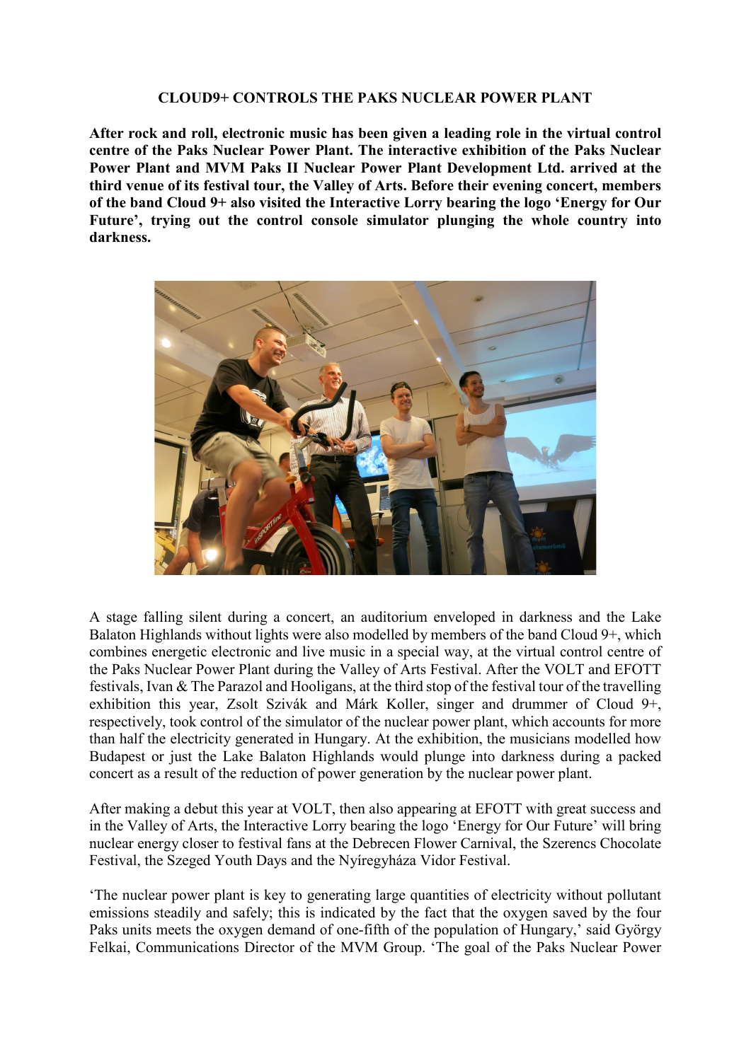# CLOUD9+ CONTROLS THE PAKS NUCLEAR POWER PLANT

**After rock and roll, electronic music has been given a leading role in the virtual control centre of the Paks Nuclear Power Plant. The interactive exhibition of the Paks Nuclear Power Plant and MVM Paks II Nuclear Power Plant Development Ltd. arrived at the third venue of its festival tour, the Valley of Arts. Before their evening concert, members of the band Cloud 9+ also visited the Interactive Lorry bearing the logo 'Energy for Our Future', trying out the control console simulator plunging the whole country into darkness.**

A stage falling silent during a concert, an auditorium enveloped in darkness and the Lake Balaton Highlands without lights were also modelled by members of the band Cloud 9+, which combines energetic electronic and live music in a special way, at the virtual control centre of the Paks Nuclear Power Plant during the Valley of Arts Festival. After the VOLT and EFOTT festivals, Ivan & The Parazol and Hooligans, at the third stop of the festival tour of the travelling exhibition this year, Zsolt Szivák and Márk Koller, singer and drummer of Cloud 9+, respectively, took control of the simulator of the nuclear power plant, which accounts for more than half the electricity generated in Hungary. At the exhibition, the musicians modelled how Budapest or just the Lake Balaton Highlands would plunge into darkness during a packed concert as a result of the reduction of power generation by the nuclear power plant.

After making a debut this year at VOLT, then also appearing at EFOTT with great success and in the Valley of Arts, the Interactive Lorry bearing the logo 'Energy for Our Future' will bring nuclear energy closer to festival fans at the Debrecen Flower Carnival, the Szerencs Chocolate Festival, the Szeged Youth Days and the Nyíregyháza Vidor Festival.

'The nuclear power plant is key to generating large quantities of electricity without pollutant emissions steadily and safely; this is indicated by the fact that the oxygen saved by the four Paks units meets the oxygen demand of one-fifth of the population of Hungary,' said György Felkai, Communications Director of the MVM Group. 'The goal of the Paks Nuclear Power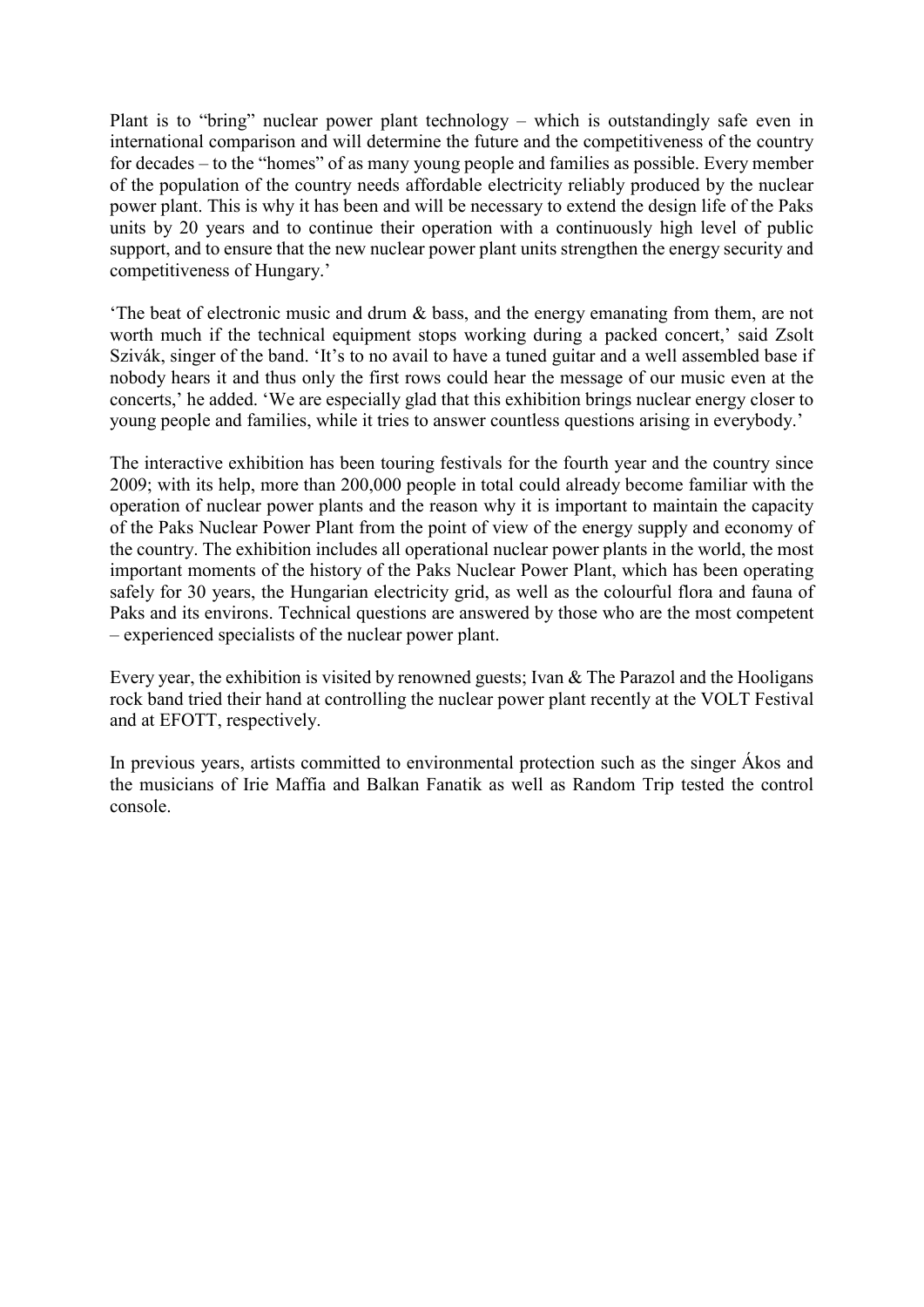Plant is to “bring” nuclear power plant technology – which is outstandingly safe even in international comparison and will determine the future and the competitiveness of the country for decades – to the “homes” of as many young people and families as possible. Every member of the population of the country needs affordable electricity reliably produced by the nuclear power plant. This is why it has been and will be necessary to extend the design life of the Paks units by 20 years and to continue their operation with a continuously high level of public support, and to ensure that the new nuclear power plant units strengthen the energy security and competitiveness of Hungary.’

‘The beat of electronic music and drum & bass, and the energy emanating from them, are not worth much if the technical equipment stops working during a packed concert,’ said Zsolt Sziválk, singer of the band. ‘It’s to no avail to have a tuned guitar and a well assembled base if nobody hears it and thus only the first rows could hear the message of our music even at the concerts,’ he added. ‘We are especially glad that this exhibition brings nuclear energy closer to young people and families, while it tries to answer countless questions arising in everybody.’

The interactive exhibition has been touring festivals for the fourth year and the country since 2009; with its help, more than 200,000 people in total could already become familiar with the operation of nuclear power plants and the reason why it is important to maintain the capacity of the Paks Nuclear Power Plant from the point of view of the energy supply and economy of the country. The exhibition includes all operational nuclear power plants in the world, the most important moments of the history of the Paks Nuclear Power Plant, which has been operating safely for 30 years, the Hungarian electricity grid, as well as the colourful flora and fauna of Paks and its environs. Technical questions are answered by those who are the most competent – experienced specialists of the nuclear power plant.

Every year, the exhibition is visited by renowned guests; Ivan & The Parazol and the Hooligans rock band tried their hand at controlling the nuclear power plant recently at the VOLT Festival and at EFOTT, respectively.

In previous years, artists committed to environmental protection such as the singer Ákos and the musicians of Irie Maffia and Balkan Fanatik as well as Random Trip tested the control console.